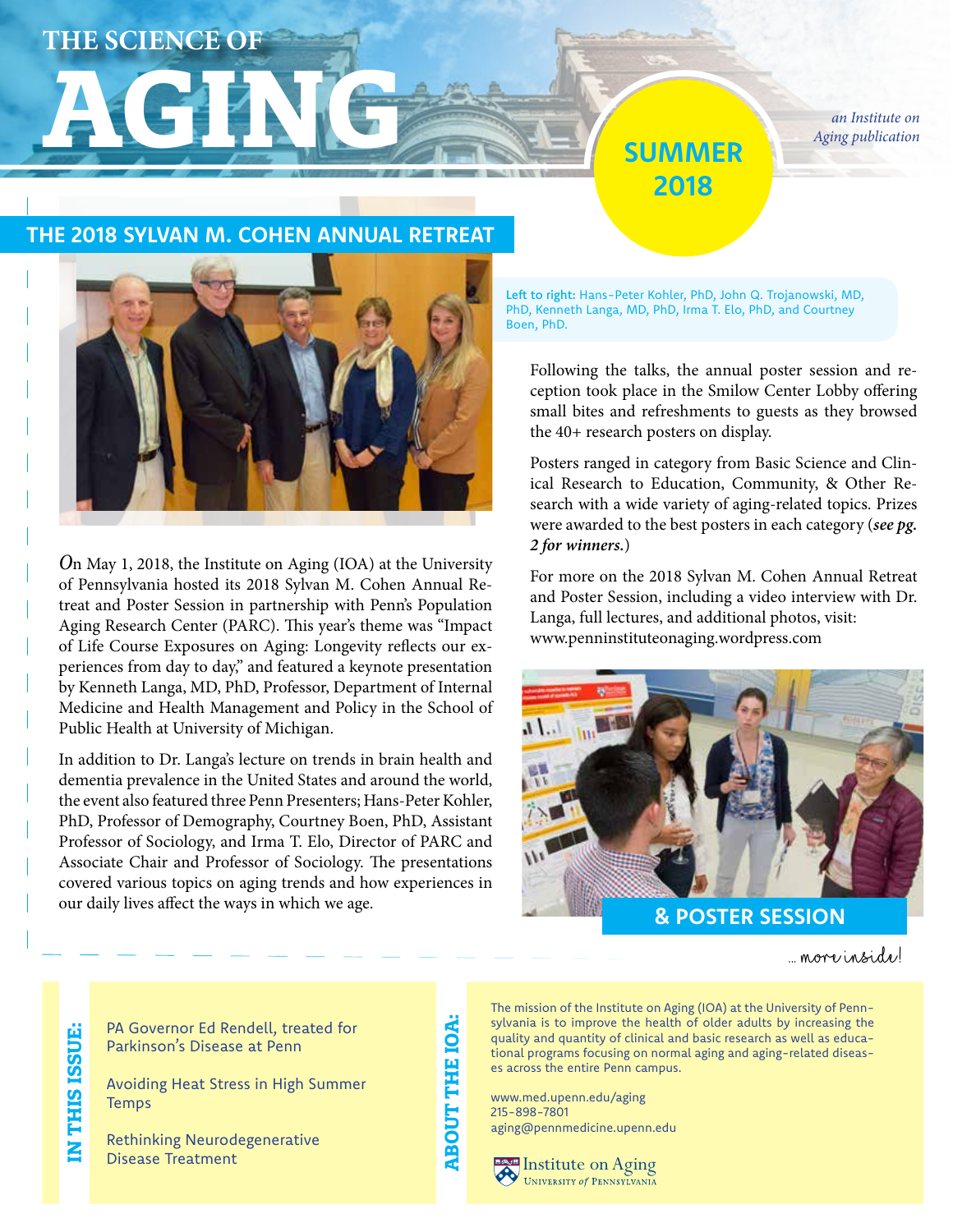# THE SCIENCE OF AGING

*an Institute on Aging publication*

**SUMMER 2018**

## THE 2018 SYLVAN M. COHEN ANNUAL RETREAT & POSTER SESSION

**Left to right:** Hans-Peter Kohler, PhD, John Q. Trojanowski, MD, PhD, Kenneth Langa, MD, PhD, Irma T. Elo, PhD, and Courtney Boen, PhD.

On May 1, 2018, the Institute on Aging (IOA) at the University of Pennsylvania hosted its 2018 Sylvan M. Cohen Annual Retreat and Poster Session in partnership with Penn's Population Aging Research Center (PARC). This year's theme was "Impact of Life Course Exposures on Aging: Longevity reflects our experiences from day to day," and featured a keynote presentation by Kenneth Langa, MD, PhD, Professor, Department of Internal Medicine and Health Management and Policy in the School of Public Health at University of Michigan.

In addition to Dr. Langa's lecture on trends in brain health and dementia prevalence in the United States and around the world, the event also featured three Penn Presenters; Hans-Peter Kohler, PhD, Professor of Demography, Courtney Boen, PhD, Assistant Professor of Sociology, and Irma T. Elo, Director of PARC and Associate Chair and Professor of Sociology. The presentations covered various topics on aging trends and how experiences in our daily lives affect the ways in which we age.

Following the talks, the annual poster session and reception took place in the Smilow Center Lobby offering small bites and refreshments to guests as they browsed the 40+ research posters on display.

Posters ranged in category from Basic Science and Clinical Research to Education, Community, & Other Research with a wide variety of aging-related topics. Prizes were awarded to the best posters in each category (***see pg. 2 for winners.***)

For more on the 2018 Sylvan M. Cohen Annual Retreat and Poster Session, including a video interview with Dr. Langa, full lectures, and additional photos, visit: www.penninstituteonaging.wordpress.com

... more inside!

### IN THIS ISSUE:

- PA Governor Ed Rendell, treated for Parkinson's Disease at Penn
- Avoiding Heat Stress in High Summer Temps
- Rethinking Neurodegenerative Disease Treatment

### ABOUT THE IOA:

The mission of the Institute on Aging (IOA) at the University of Pennsylvania is to improve the health of older adults by increasing the quality and quantity of clinical and basic research as well as educational programs focusing on normal aging and aging-related diseases across the entire Penn campus.

www.med.upenn.edu/aging
215-898-7801
aging@pennmedicine.upenn.edu

Institute on Aging
University *of* Pennsylvania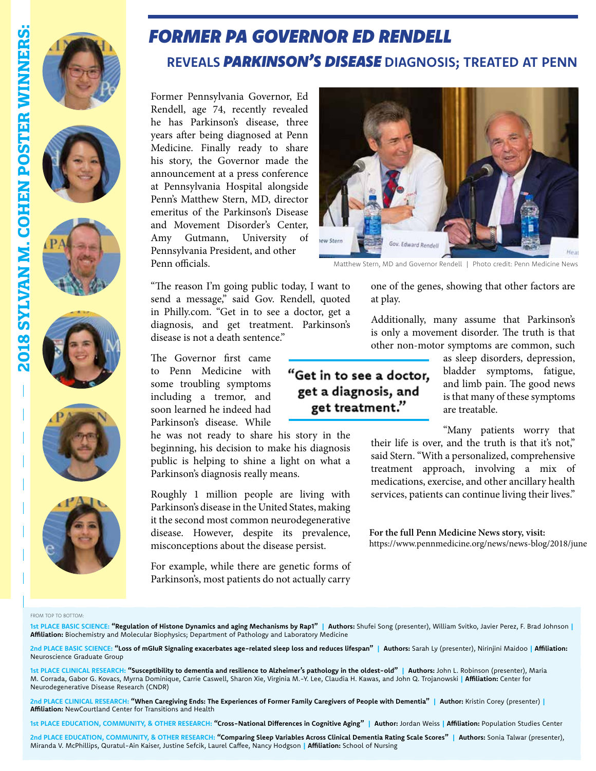# FORMER PA GOVERNOR ED RENDELL

## REVEALS *PARKINSON'S DISEASE* DIAGNOSIS; TREATED AT PENN

Former Pennsylvania Governor, Ed Rendell, age 74, recently revealed he has Parkinson's disease, three years after being diagnosed at Penn Medicine. Finally ready to share his story, the Governor made the announcement at a press conference at Pennsylvania Hospital alongside Penn's Matthew Stern, MD, director emeritus of the Parkinson's Disease and Movement Disorder's Center, Amy Gutmann, University of Pennsylvania President, and other Penn officials.

Matthew Stern, MD and Governor Rendell | Photo credit: Penn Medicine News

"The reason I'm going public today, I want to send a message," said Gov. Rendell, quoted in Philly.com. "Get in to see a doctor, get a diagnosis, and get treatment. Parkinson's disease is not a death sentence."

The Governor first came to Penn Medicine with some troubling symptoms including a tremor, and soon learned he indeed had Parkinson's disease. While he was not ready to share his story in the beginning, his decision to make his diagnosis public is helping to shine a light on what a Parkinson's diagnosis really means.

> **"Get in to see a doctor, get a diagnosis, and get treatment."**

Roughly 1 million people are living with Parkinson's disease in the United States, making it the second most common neurodegenerative disease. However, despite its prevalence, misconceptions about the disease persist.

For example, while there are genetic forms of Parkinson's, most patients do not actually carry one of the genes, showing that other factors are at play.

Additionally, many assume that Parkinson's is only a movement disorder. The truth is that other non-motor symptoms are common, such as sleep disorders, depression, bladder symptoms, fatigue, and limb pain. The good news is that many of these symptoms are treatable.

"Many patients worry that their life is over, and the truth is that it's not," said Stern. "With a personalized, comprehensive treatment approach, involving a mix of medications, exercise, and other ancillary health services, patients can continue living their lives."

**For the full Penn Medicine News story, visit:**
https://www.pennmedicine.org/news/news-blog/2018/june

## 2018 SYLVAN M. COHEN POSTER WINNERS:

FROM TOP TO BOTTOM:

**1st PLACE BASIC SCIENCE:** **"Regulation of Histone Dynamics and aging Mechanisms by Rap1"** | **Authors:** Shufei Song (presenter), William Svitko, Javier Perez, F. Brad Johnson | **Affiliation:** Biochemistry and Molecular Biophysics; Department of Pathology and Laboratory Medicine

**2nd PLACE BASIC SCIENCE:** **"Loss of mGluR Signaling exacerbates age-related sleep loss and reduces lifespan"** | **Authors:** Sarah Ly (presenter), Nirinjini Maidoo | **Affiliation:** Neuroscience Graduate Group

**1st PLACE CLINICAL RESEARCH:** **"Susceptibility to dementia and resilience to Alzheimer's pathology in the oldest-old"** | **Authors:** John L. Robinson (presenter), Maria M. Corrada, Gabor G. Kovacs, Myrna Dominique, Carrie Caswell, Sharon Xie, Virginia M.-Y. Lee, Claudia H. Kawas, and John Q. Trojanowski | **Affiliation:** Center for Neurodegenerative Disease Research (CNDR)

**2nd PLACE CLINICAL RESEARCH:** **"When Caregiving Ends: The Experiences of Former Family Caregivers of People with Dementia"** | **Author:** Kristin Corey (presenter) | **Affiliation:** NewCourtland Center for Transitions and Health

**1st PLACE EDUCATION, COMMUNITY, & OTHER RESEARCH:** **"Cross-National Differences in Cognitive Aging"** | **Author:** Jordan Weiss | **Affiliation:** Population Studies Center

**2nd PLACE EDUCATION, COMMUNITY, & OTHER RESEARCH:** **"Comparing Sleep Variables Across Clinical Dementia Rating Scale Scores"** | **Authors:** Sonia Talwar (presenter), Miranda V. McPhillips, Quratul-Ain Kaiser, Justine Sefcik, Laurel Caffee, Nancy Hodgson | **Affiliation:** School of Nursing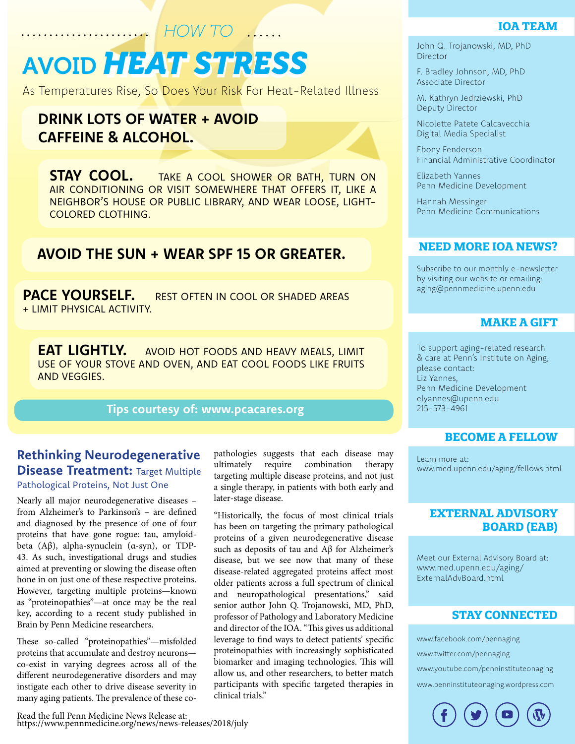# HOW TO AVOID HEAT STRESS

As Temperatures Rise, So Does Your Risk For Heat-Related Illness

**DRINK LOTS OF WATER + AVOID CAFFEINE & ALCOHOL.**

**STAY COOL.** TAKE A COOL SHOWER OR BATH, TURN ON AIR CONDITIONING OR VISIT SOMEWHERE THAT OFFERS IT, LIKE A NEIGHBOR'S HOUSE OR PUBLIC LIBRARY, AND WEAR LOOSE, LIGHT-COLORED CLOTHING.

**AVOID THE SUN + WEAR SPF 15 OR GREATER.**

**PACE YOURSELF.** REST OFTEN IN COOL OR SHADED AREAS + LIMIT PHYSICAL ACTIVITY.

**EAT LIGHTLY.** AVOID HOT FOODS AND HEAVY MEALS, LIMIT USE OF YOUR STOVE AND OVEN, AND EAT COOL FOODS LIKE FRUITS AND VEGGIES.

Tips courtesy of: www.pcacares.org

## Rethinking Neurodegenerative Disease Treatment: Target Multiple Pathological Proteins, Not Just One

Nearly all major neurodegenerative diseases – from Alzheimer's to Parkinson's – are defined and diagnosed by the presence of one of four proteins that have gone rogue: tau, amyloid-beta (Aβ), alpha-synuclein (α-syn), or TDP-43. As such, investigational drugs and studies aimed at preventing or slowing the disease often hone in on just one of these respective proteins. However, targeting multiple proteins—known as "proteinopathies"—at once may be the real key, according to a recent study published in Brain by Penn Medicine researchers.

These so-called "proteinopathies"—misfolded proteins that accumulate and destroy neurons—co-exist in varying degrees across all of the different neurodegenerative disorders and may instigate each other to drive disease severity in many aging patients. The prevalence of these co-pathologies suggests that each disease may ultimately require combination therapy targeting multiple disease proteins, and not just a single therapy, in patients with both early and later-stage disease.

"Historically, the focus of most clinical trials has been on targeting the primary pathological proteins of a given neurodegenerative disease such as deposits of tau and Aβ for Alzheimer's disease, but we see now that many of these disease-related aggregated proteins affect most older patients across a full spectrum of clinical and neuropathological presentations," said senior author John Q. Trojanowski, MD, PhD, professor of Pathology and Laboratory Medicine and director of the IOA. "This gives us additional leverage to find ways to detect patients' specific proteinopathies with increasingly sophisticated biomarker and imaging technologies. This will allow us, and other researchers, to better match participants with specific targeted therapies in clinical trials."

Read the full Penn Medicine News Release at:
https://www.pennmedicine.org/news/news-releases/2018/july

## IOA TEAM

John Q. Trojanowski, MD, PhD
Director

F. Bradley Johnson, MD, PhD
Associate Director

M. Kathryn Jedrziewski, PhD
Deputy Director

Nicolette Patete Calcavecchia
Digital Media Specialist

Ebony Fenderson
Financial Administrative Coordinator

Elizabeth Yannes
Penn Medicine Development

Hannah Messinger
Penn Medicine Communications

## NEED MORE IOA NEWS?

Subscribe to our monthly e-newsletter by visiting our website or emailing: aging@pennmedicine.upenn.edu

## MAKE A GIFT

To support aging-related research & care at Penn's Institute on Aging, please contact:
Liz Yannes,
Penn Medicine Development
elyannes@upenn.edu
215-573-4961

## BECOME A FELLOW

Learn more at:
www.med.upenn.edu/aging/fellows.html

## EXTERNAL ADVISORY BOARD (EAB)

Meet our External Advisory Board at:
www.med.upenn.edu/aging/ExternalAdvBoard.html

## STAY CONNECTED

www.facebook.com/pennaging

www.twitter.com/pennaging

www.youtube.com/penninstituteonaging

www.penninstituteonaging.wordpress.com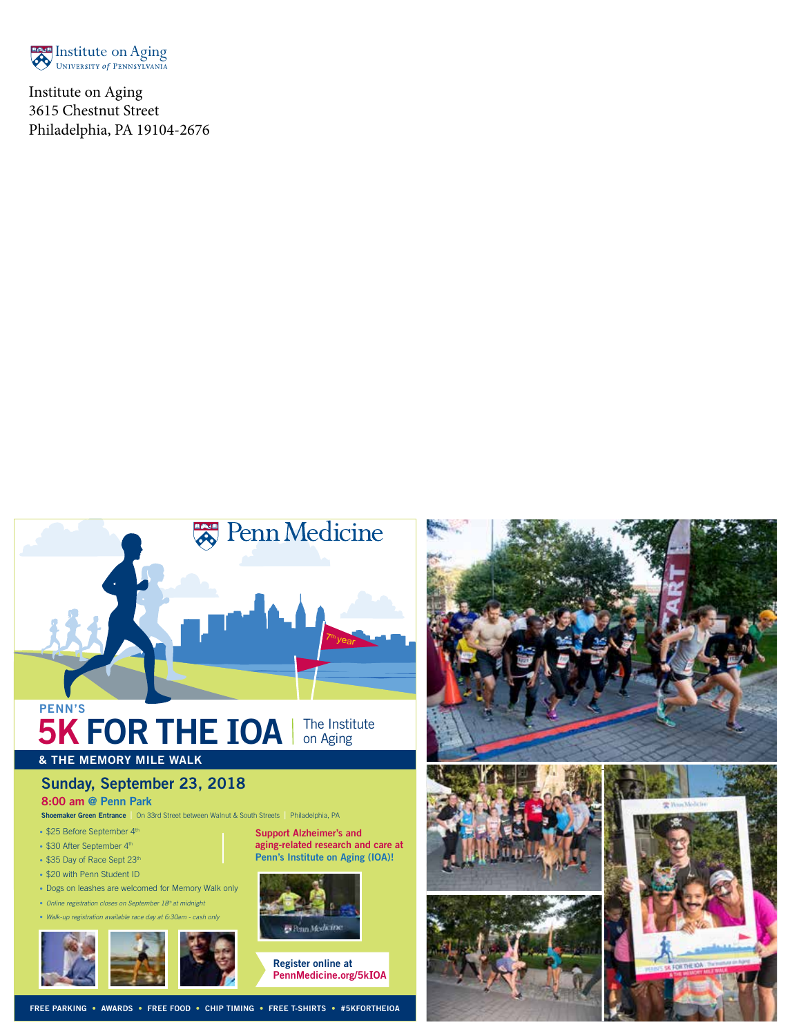Institute on Aging
UNIVERSITY *of* PENNSYLVANIA

Institute on Aging
3615 Chestnut Street
Philadelphia, PA 19104-2676

Penn Medicine

7th year

PENN'S

# 5K FOR THE IOA | The Institute on Aging

## & THE MEMORY MILE WALK

### Sunday, September 23, 2018

**8:00 am @ Penn Park**

**Shoemaker Green Entrance** | On 33rd Street between Walnut & South Streets | Philadelphia, PA

- $25 Before September 4th
- $30 After September 4th
- $35 Day of Race Sept 23rd
- $20 with Penn Student ID
- Dogs on leashes are welcomed for Memory Walk only
- *Online registration closes on September 18th at midnight*
- *Walk-up registration available race day at 6:30am - cash only*

**Support Alzheimer's and aging-related research and care at Penn's Institute on Aging (IOA)!**

**Register online at PennMedicine.org/5kIOA**

FREE PARKING • AWARDS • FREE FOOD • CHIP TIMING • FREE T-SHIRTS • #5KFORTHEIOA